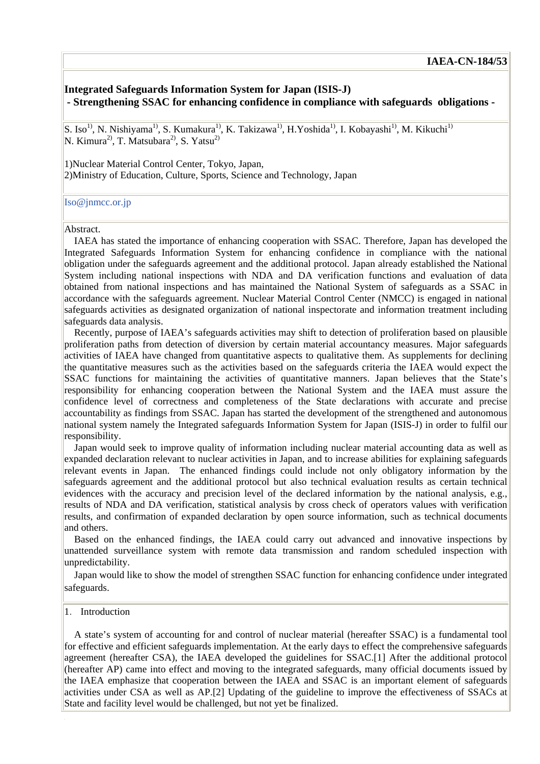**IAEA-CN-184/53**

# Integrated Safeguards Information System for Japan (ISIS-J)
## - Strengthening SSAC for enhancing confidence in compliance with safeguards obligations -

S. Iso[1)], N. Nishiyama[1)], S. Kumakura[1)], K. Takizawa[1)], H.Yoshida[1)], I. Kobayashi[1)], M. Kikuchi[1)]
N. Kimura[2)], T. Matsubara[2)], S. Yatsu[2)]

1)Nuclear Material Control Center, Tokyo, Japan,
2)Ministry of Education, Culture, Sports, Science and Technology, Japan

Iso@jnmcc.or.jp

Abstract.

IAEA has stated the importance of enhancing cooperation with SSAC. Therefore, Japan has developed the Integrated Safeguards Information System for enhancing confidence in compliance with the national obligation under the safeguards agreement and the additional protocol. Japan already established the National System including national inspections with NDA and DA verification functions and evaluation of data obtained from national inspections and has maintained the National System of safeguards as a SSAC in accordance with the safeguards agreement. Nuclear Material Control Center (NMCC) is engaged in national safeguards activities as designated organization of national inspectorate and information treatment including safeguards data analysis.

Recently, purpose of IAEA's safeguards activities may shift to detection of proliferation based on plausible proliferation paths from detection of diversion by certain material accountancy measures. Major safeguards activities of IAEA have changed from quantitative aspects to qualitative them. As supplements for declining the quantitative measures such as the activities based on the safeguards criteria the IAEA would expect the SSAC functions for maintaining the activities of quantitative manners. Japan believes that the State's responsibility for enhancing cooperation between the National System and the IAEA must assure the confidence level of correctness and completeness of the State declarations with accurate and precise accountability as findings from SSAC. Japan has started the development of the strengthened and autonomous national system namely the Integrated safeguards Information System for Japan (ISIS-J) in order to fulfil our responsibility.

Japan would seek to improve quality of information including nuclear material accounting data as well as expanded declaration relevant to nuclear activities in Japan, and to increase abilities for explaining safeguards relevant events in Japan. The enhanced findings could include not only obligatory information by the safeguards agreement and the additional protocol but also technical evaluation results as certain technical evidences with the accuracy and precision level of the declared information by the national analysis, e.g., results of NDA and DA verification, statistical analysis by cross check of operators values with verification results, and confirmation of expanded declaration by open source information, such as technical documents and others.

Based on the enhanced findings, the IAEA could carry out advanced and innovative inspections by unattended surveillance system with remote data transmission and random scheduled inspection with unpredictability.

Japan would like to show the model of strengthen SSAC function for enhancing confidence under integrated safeguards.

## 1. Introduction

A state's system of accounting for and control of nuclear material (hereafter SSAC) is a fundamental tool for effective and efficient safeguards implementation. At the early days to effect the comprehensive safeguards agreement (hereafter CSA), the IAEA developed the guidelines for SSAC.[1] After the additional protocol (hereafter AP) came into effect and moving to the integrated safeguards, many official documents issued by the IAEA emphasize that cooperation between the IAEA and SSAC is an important element of safeguards activities under CSA as well as AP.[2] Updating of the guideline to improve the effectiveness of SSACs at State and facility level would be challenged, but not yet be finalized.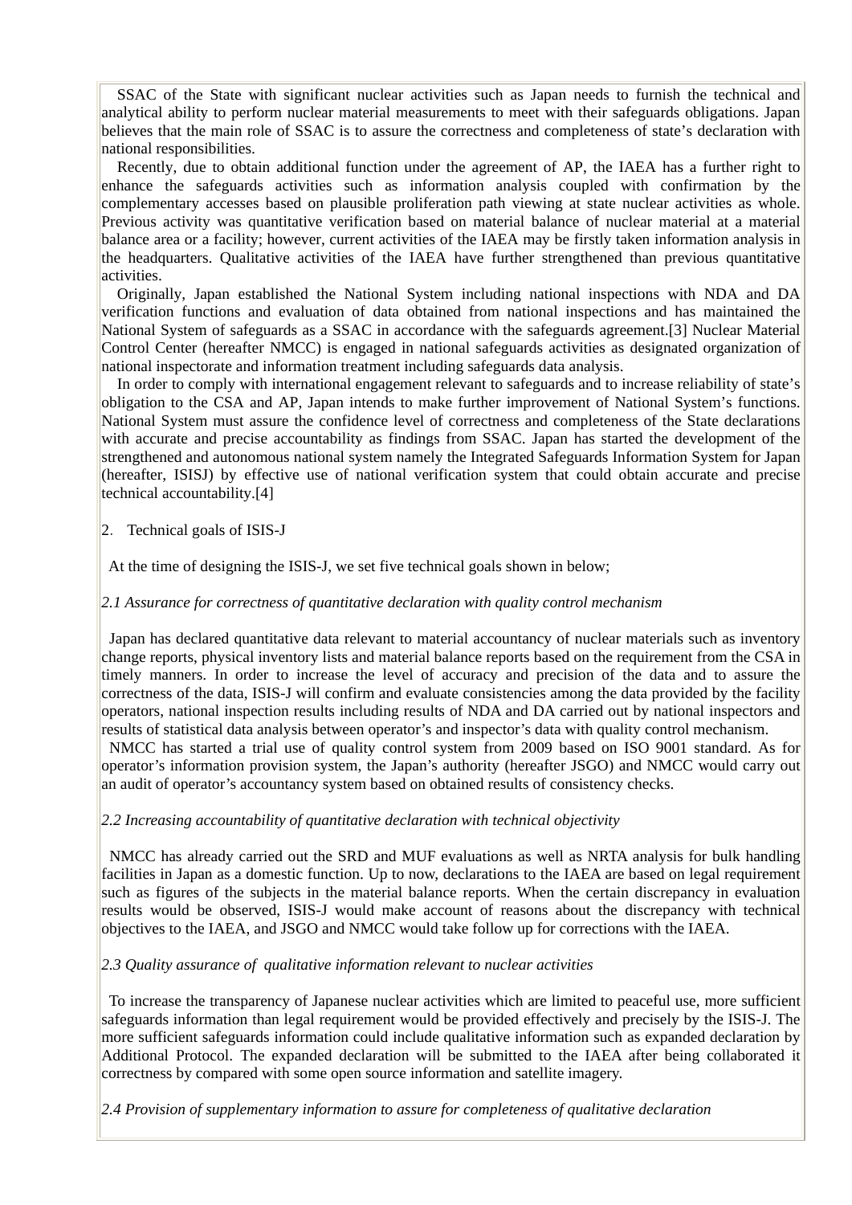SSAC of the State with significant nuclear activities such as Japan needs to furnish the technical and analytical ability to perform nuclear material measurements to meet with their safeguards obligations. Japan believes that the main role of SSAC is to assure the correctness and completeness of state's declaration with national responsibilities.

Recently, due to obtain additional function under the agreement of AP, the IAEA has a further right to enhance the safeguards activities such as information analysis coupled with confirmation by the complementary accesses based on plausible proliferation path viewing at state nuclear activities as whole. Previous activity was quantitative verification based on material balance of nuclear material at a material balance area or a facility; however, current activities of the IAEA may be firstly taken information analysis in the headquarters. Qualitative activities of the IAEA have further strengthened than previous quantitative activities.

Originally, Japan established the National System including national inspections with NDA and DA verification functions and evaluation of data obtained from national inspections and has maintained the National System of safeguards as a SSAC in accordance with the safeguards agreement.[3] Nuclear Material Control Center (hereafter NMCC) is engaged in national safeguards activities as designated organization of national inspectorate and information treatment including safeguards data analysis.

In order to comply with international engagement relevant to safeguards and to increase reliability of state's obligation to the CSA and AP, Japan intends to make further improvement of National System's functions. National System must assure the confidence level of correctness and completeness of the State declarations with accurate and precise accountability as findings from SSAC. Japan has started the development of the strengthened and autonomous national system namely the Integrated Safeguards Information System for Japan (hereafter, ISISJ) by effective use of national verification system that could obtain accurate and precise technical accountability.[4]

## 2. Technical goals of ISIS-J

At the time of designing the ISIS-J, we set five technical goals shown in below;

### *2.1 Assurance for correctness of quantitative declaration with quality control mechanism*

Japan has declared quantitative data relevant to material accountancy of nuclear materials such as inventory change reports, physical inventory lists and material balance reports based on the requirement from the CSA in timely manners. In order to increase the level of accuracy and precision of the data and to assure the correctness of the data, ISIS-J will confirm and evaluate consistencies among the data provided by the facility operators, national inspection results including results of NDA and DA carried out by national inspectors and results of statistical data analysis between operator's and inspector's data with quality control mechanism.

NMCC has started a trial use of quality control system from 2009 based on ISO 9001 standard. As for operator's information provision system, the Japan's authority (hereafter JSGO) and NMCC would carry out an audit of operator's accountancy system based on obtained results of consistency checks.

### *2.2 Increasing accountability of quantitative declaration with technical objectivity*

NMCC has already carried out the SRD and MUF evaluations as well as NRTA analysis for bulk handling facilities in Japan as a domestic function. Up to now, declarations to the IAEA are based on legal requirement such as figures of the subjects in the material balance reports. When the certain discrepancy in evaluation results would be observed, ISIS-J would make account of reasons about the discrepancy with technical objectives to the IAEA, and JSGO and NMCC would take follow up for corrections with the IAEA.

### *2.3 Quality assurance of qualitative information relevant to nuclear activities*

To increase the transparency of Japanese nuclear activities which are limited to peaceful use, more sufficient safeguards information than legal requirement would be provided effectively and precisely by the ISIS-J. The more sufficient safeguards information could include qualitative information such as expanded declaration by Additional Protocol. The expanded declaration will be submitted to the IAEA after being collaborated it correctness by compared with some open source information and satellite imagery.

### *2.4 Provision of supplementary information to assure for completeness of qualitative declaration*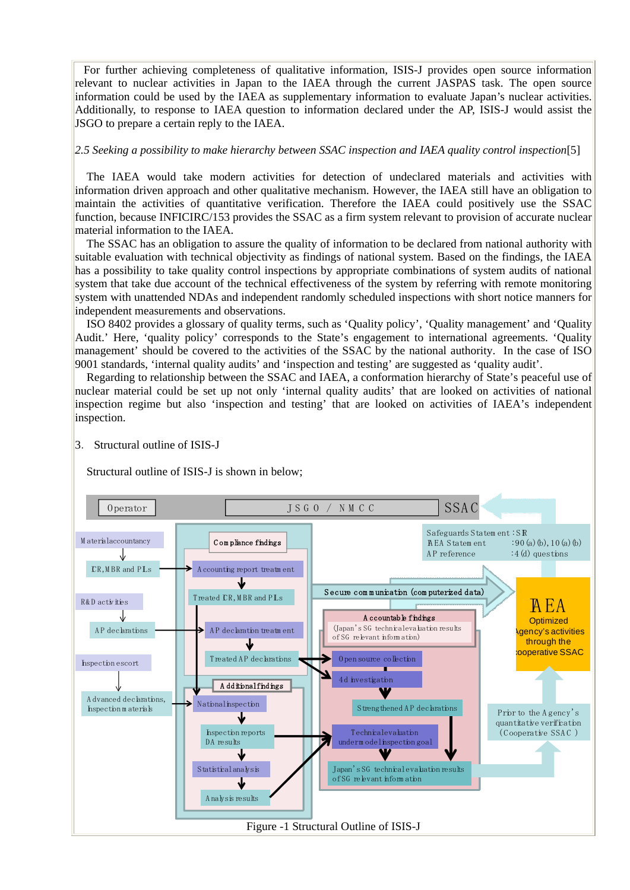For further achieving completeness of qualitative information, ISIS-J provides open source information relevant to nuclear activities in Japan to the IAEA through the current JASPAS task. The open source information could be used by the IAEA as supplementary information to evaluate Japan's nuclear activities. Additionally, to response to IAEA question to information declared under the AP, ISIS-J would assist the JSGO to prepare a certain reply to the IAEA.

*2.5 Seeking a possibility to make hierarchy between SSAC inspection and IAEA quality control inspection*[5]

The IAEA would take modern activities for detection of undeclared materials and activities with information driven approach and other qualitative mechanism. However, the IAEA still have an obligation to maintain the activities of quantitative verification. Therefore the IAEA could positively use the SSAC function, because INFICIRC/153 provides the SSAC as a firm system relevant to provision of accurate nuclear material information to the IAEA.

The SSAC has an obligation to assure the quality of information to be declared from national authority with suitable evaluation with technical objectivity as findings of national system. Based on the findings, the IAEA has a possibility to take quality control inspections by appropriate combinations of system audits of national system that take due account of the technical effectiveness of the system by referring with remote monitoring system with unattended NDAs and independent randomly scheduled inspections with short notice manners for independent measurements and observations.

ISO 8402 provides a glossary of quality terms, such as 'Quality policy', 'Quality management' and 'Quality Audit.' Here, 'quality policy' corresponds to the State's engagement to international agreements. 'Quality management' should be covered to the activities of the SSAC by the national authority. In the case of ISO 9001 standards, 'internal quality audits' and 'inspection and testing' are suggested as 'quality audit'.

Regarding to relationship between the SSAC and IAEA, a conformation hierarchy of State's peaceful use of nuclear material could be set up not only 'internal quality audits' that are looked on activities of national inspection regime but also 'inspection and testing' that are looked on activities of IAEA's independent inspection.

## 3. Structural outline of ISIS-J

Structural outline of ISIS-J is shown in below;

Figure -1 Structural Outline of ISIS-J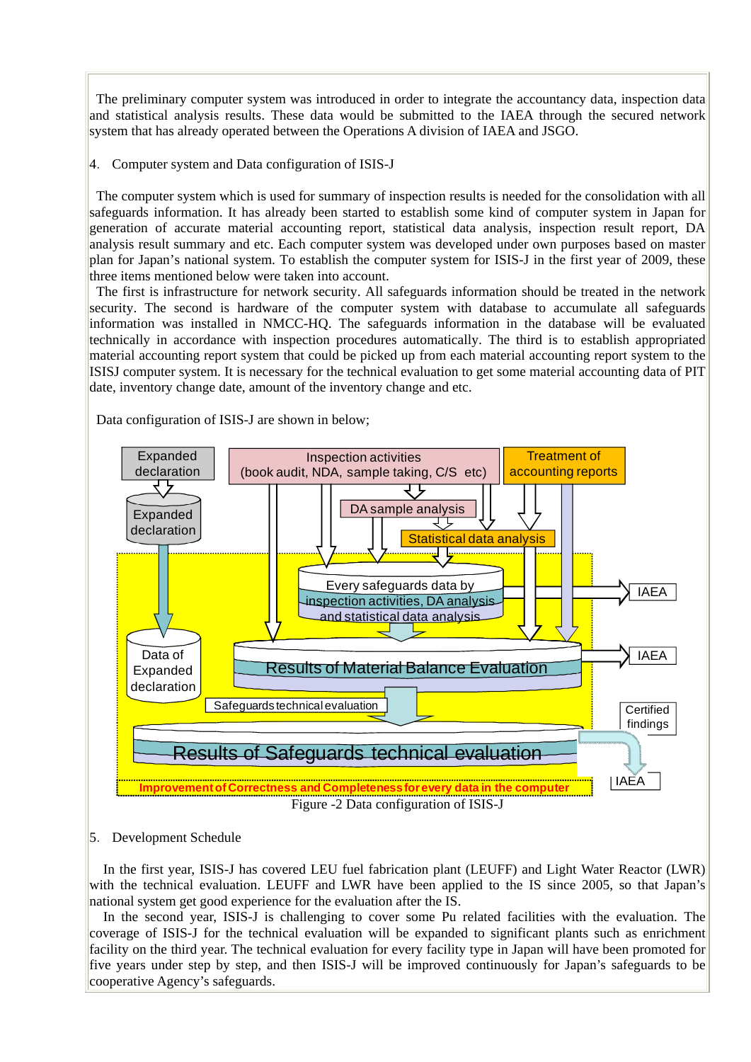The preliminary computer system was introduced in order to integrate the accountancy data, inspection data and statistical analysis results. These data would be submitted to the IAEA through the secured network system that has already operated between the Operations A division of IAEA and JSGO.

## 4. Computer system and Data configuration of ISIS-J

The computer system which is used for summary of inspection results is needed for the consolidation with all safeguards information. It has already been started to establish some kind of computer system in Japan for generation of accurate material accounting report, statistical data analysis, inspection result report, DA analysis result summary and etc. Each computer system was developed under own purposes based on master plan for Japan's national system. To establish the computer system for ISIS-J in the first year of 2009, these three items mentioned below were taken into account.

The first is infrastructure for network security. All safeguards information should be treated in the network security. The second is hardware of the computer system with database to accumulate all safeguards information was installed in NMCC-HQ. The safeguards information in the database will be evaluated technically in accordance with inspection procedures automatically. The third is to establish appropriated material accounting report system that could be picked up from each material accounting report system to the ISISJ computer system. It is necessary for the technical evaluation to get some material accounting data of PIT date, inventory change date, amount of the inventory change and etc.

Data configuration of ISIS-J are shown in below;

Figure -2 Data configuration of ISIS-J

## 5. Development Schedule

In the first year, ISIS-J has covered LEU fuel fabrication plant (LEUFF) and Light Water Reactor (LWR) with the technical evaluation. LEUFF and LWR have been applied to the IS since 2005, so that Japan's national system get good experience for the evaluation after the IS.

In the second year, ISIS-J is challenging to cover some Pu related facilities with the evaluation. The coverage of ISIS-J for the technical evaluation will be expanded to significant plants such as enrichment facility on the third year. The technical evaluation for every facility type in Japan will have been promoted for five years under step by step, and then ISIS-J will be improved continuously for Japan's safeguards to be cooperative Agency's safeguards.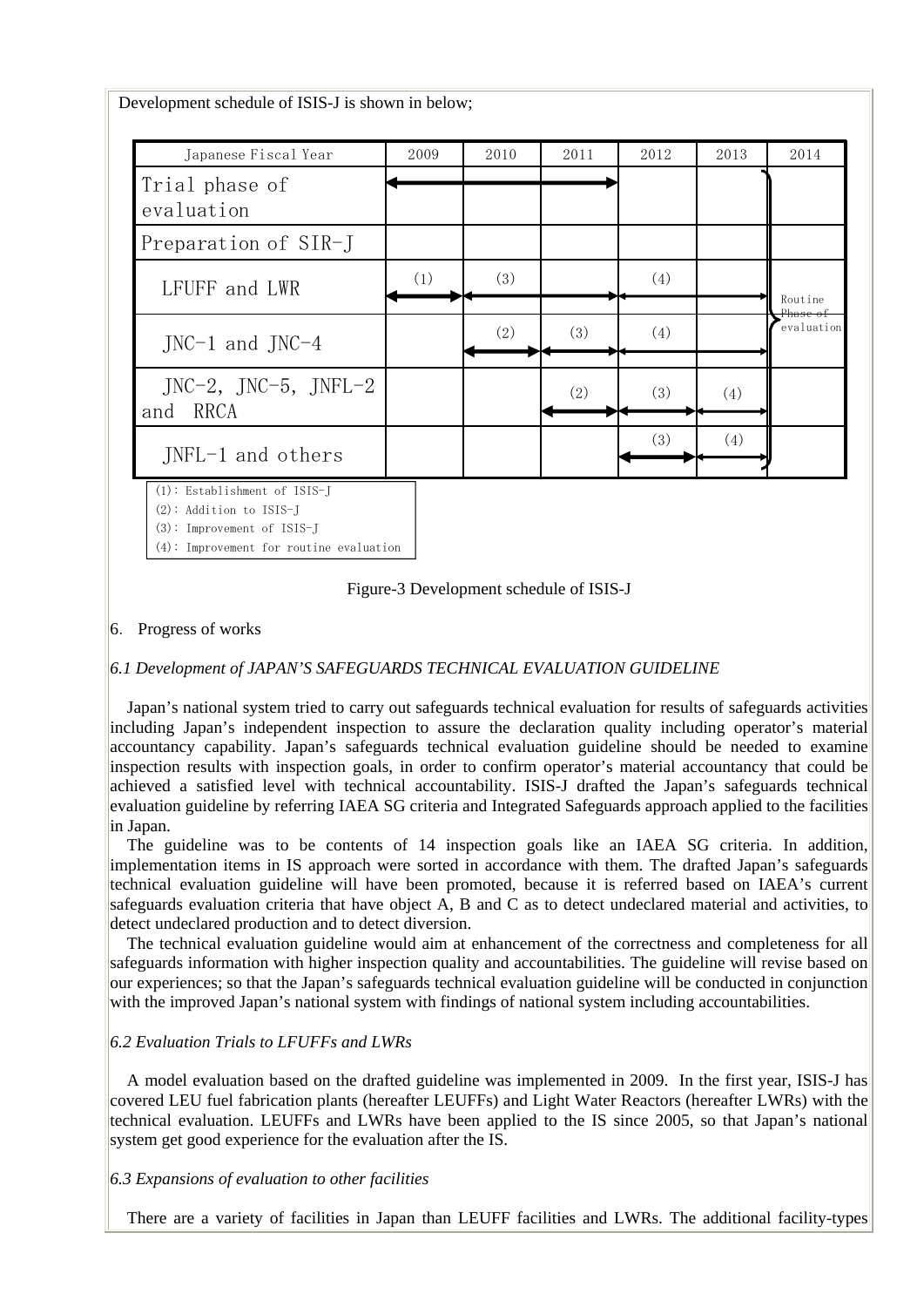Development schedule of ISIS-J is shown in below;

| Japanese Fiscal Year | 2009 | 2010 | 2011 | 2012 | 2013 | 2014 |
|---|---|---|---|---|---|---|
| Trial phase of evaluation | ← | → | → | | | Routine Phase of evaluation |
| Preparation of SIR-J | | | | | | |
| LFUFF and LWR | (1) | (3) | | (4) | | |
| JNC-1 and JNC-4 | | (2) | (3) | (4) | | |
| JNC-2, JNC-5, JNFL-2 and RRCA | | | (2) | (3) | (4) | |
| JNFL-1 and others | | | | (3) | (4) | |

(1): Establishment of ISIS-J
(2): Addition to ISIS-J
(3): Improvement of ISIS-J
(4): Improvement for routine evaluation

Figure-3 Development schedule of ISIS-J

## 6. Progress of works

### *6.1 Development of JAPAN'S SAFEGUARDS TECHNICAL EVALUATION GUIDELINE*

Japan's national system tried to carry out safeguards technical evaluation for results of safeguards activities including Japan's independent inspection to assure the declaration quality including operator's material accountancy capability. Japan's safeguards technical evaluation guideline should be needed to examine inspection results with inspection goals, in order to confirm operator's material accountancy that could be achieved a satisfied level with technical accountability. ISIS-J drafted the Japan's safeguards technical evaluation guideline by referring IAEA SG criteria and Integrated Safeguards approach applied to the facilities in Japan.

The guideline was to be contents of 14 inspection goals like an IAEA SG criteria. In addition, implementation items in IS approach were sorted in accordance with them. The drafted Japan's safeguards technical evaluation guideline will have been promoted, because it is referred based on IAEA's current safeguards evaluation criteria that have object A, B and C as to detect undeclared material and activities, to detect undeclared production and to detect diversion.

The technical evaluation guideline would aim at enhancement of the correctness and completeness for all safeguards information with higher inspection quality and accountabilities. The guideline will revise based on our experiences; so that the Japan's safeguards technical evaluation guideline will be conducted in conjunction with the improved Japan's national system with findings of national system including accountabilities.

### *6.2 Evaluation Trials to LFUFFs and LWRs*

A model evaluation based on the drafted guideline was implemented in 2009. In the first year, ISIS-J has covered LEU fuel fabrication plants (hereafter LEUFFs) and Light Water Reactors (hereafter LWRs) with the technical evaluation. LEUFFs and LWRs have been applied to the IS since 2005, so that Japan's national system get good experience for the evaluation after the IS.

### *6.3 Expansions of evaluation to other facilities*

There are a variety of facilities in Japan than LEUFF facilities and LWRs. The additional facility-types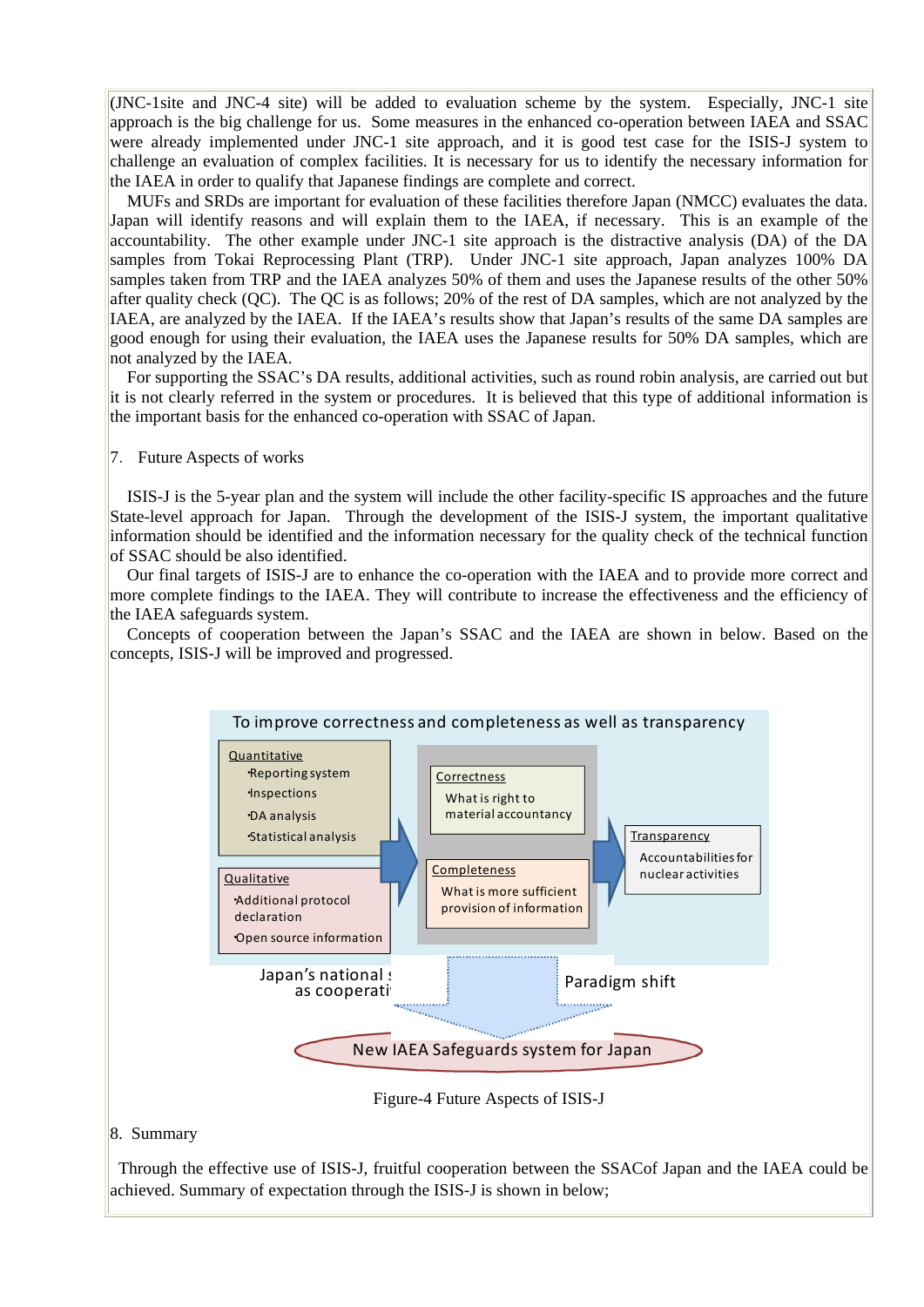(JNC-1site and JNC-4 site) will be added to evaluation scheme by the system. Especially, JNC-1 site approach is the big challenge for us. Some measures in the enhanced co-operation between IAEA and SSAC were already implemented under JNC-1 site approach, and it is good test case for the ISIS-J system to challenge an evaluation of complex facilities. It is necessary for us to identify the necessary information for the IAEA in order to qualify that Japanese findings are complete and correct.

MUFs and SRDs are important for evaluation of these facilities therefore Japan (NMCC) evaluates the data. Japan will identify reasons and will explain them to the IAEA, if necessary. This is an example of the accountability. The other example under JNC-1 site approach is the distractive analysis (DA) of the DA samples from Tokai Reprocessing Plant (TRP). Under JNC-1 site approach, Japan analyzes 100% DA samples taken from TRP and the IAEA analyzes 50% of them and uses the Japanese results of the other 50% after quality check (QC). The QC is as follows; 20% of the rest of DA samples, which are not analyzed by the IAEA, are analyzed by the IAEA. If the IAEA's results show that Japan's results of the same DA samples are good enough for using their evaluation, the IAEA uses the Japanese results for 50% DA samples, which are not analyzed by the IAEA.

For supporting the SSAC's DA results, additional activities, such as round robin analysis, are carried out but it is not clearly referred in the system or procedures. It is believed that this type of additional information is the important basis for the enhanced co-operation with SSAC of Japan.

## 7. Future Aspects of works

ISIS-J is the 5-year plan and the system will include the other facility-specific IS approaches and the future State-level approach for Japan. Through the development of the ISIS-J system, the important qualitative information should be identified and the information necessary for the quality check of the technical function of SSAC should be also identified.

Our final targets of ISIS-J are to enhance the co-operation with the IAEA and to provide more correct and more complete findings to the IAEA. They will contribute to increase the effectiveness and the efficiency of the IAEA safeguards system.

Concepts of cooperation between the Japan's SSAC and the IAEA are shown in below. Based on the concepts, ISIS-J will be improved and progressed.

To improve correctness and completeness as well as transparency

Quantitative
- Reporting system
- Inspections
- DA analysis
- Statistical analysis

Qualitative
- Additional protocol declaration
- Open source information

Correctness
What is right to material accountancy

Completeness
What is more sufficient provision of information

Transparency
Accountabilities for nuclear activities

Japan's national s… as cooperati…

Paradigm shift

New IAEA Safeguards system for Japan

Figure-4 Future Aspects of ISIS-J

## 8. Summary

Through the effective use of ISIS-J, fruitful cooperation between the SSACof Japan and the IAEA could be achieved. Summary of expectation through the ISIS-J is shown in below;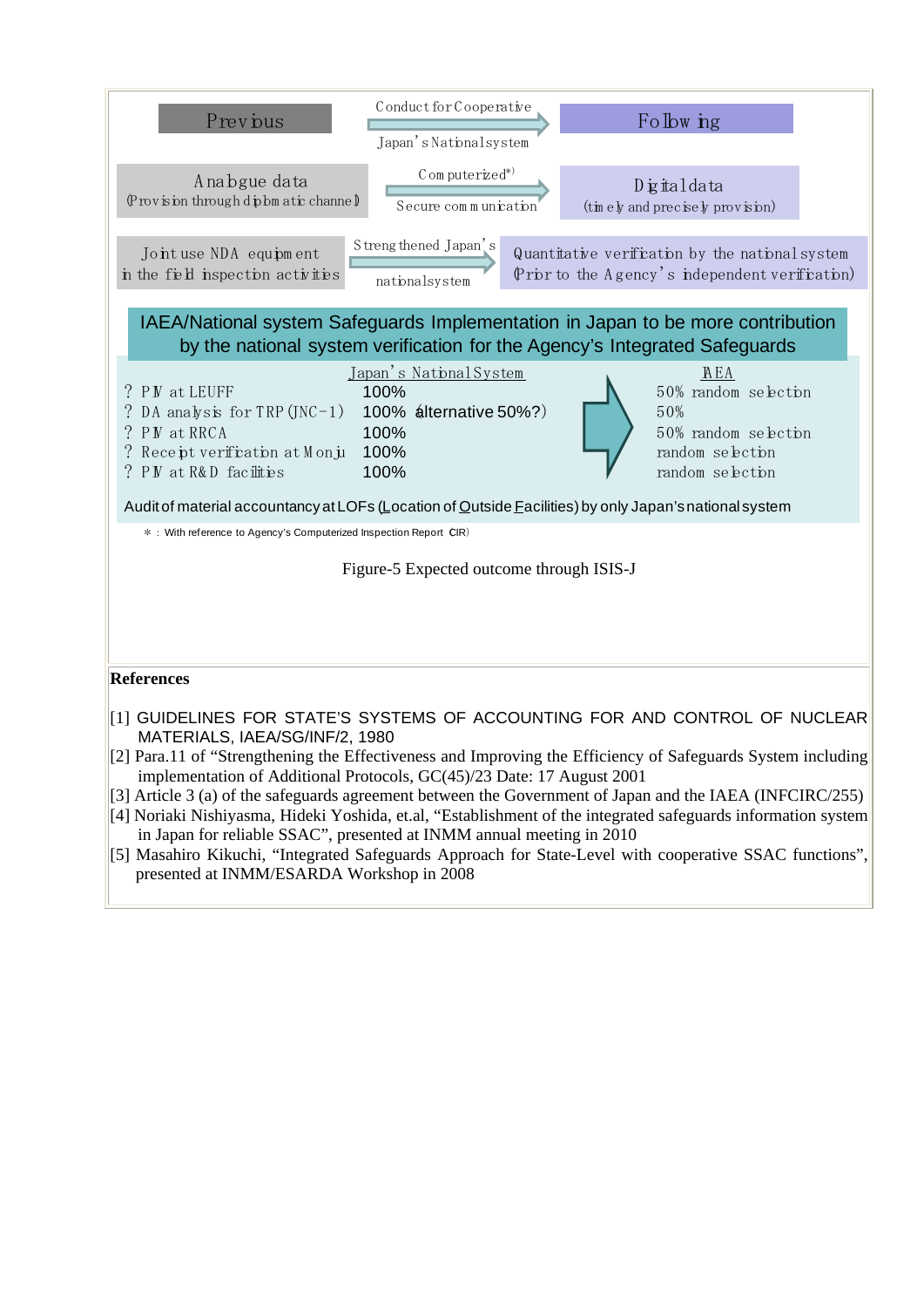Previous

Conduct for Cooperative

Japan's National system

Following

Analogue data

(Provision through diplomatic channel)

Computerized*)

Secure communication

Digital data

(timely and precisely provision)

Joint use NDA equipment

in the field inspection activities

Strengthened Japan's

national system

Quantitative verification by the national system

(Prior to the Agency's independent verification)

IAEA/National system Safeguards Implementation in Japan to be more contribution by the national system verification for the Agency's Integrated Safeguards

| | Japan's National System | IAEA |
|---|---|---|
| ? PIV at LEUFF | 100% | 50% random selection |
| ? DA analysis for TRP (JNC-1) | 100% (alternative 50%?) | 50% |
| ? PIV at RRCA | 100% | 50% random selection |
| ? Receipt verification at Monju | 100% | random selection |
| ? PIV at R&D facilities | 100% | random selection |

Audit of material accountancy at LOFs (Location of Outside Facilities) by only Japan's national system

＊: With reference to Agency's Computerized Inspection Report (CIR)

Figure-5 Expected outcome through ISIS-J

**References**

[1] GUIDELINES FOR STATE'S SYSTEMS OF ACCOUNTING FOR AND CONTROL OF NUCLEAR MATERIALS, IAEA/SG/INF/2, 1980

[2] Para.11 of "Strengthening the Effectiveness and Improving the Efficiency of Safeguards System including implementation of Additional Protocols, GC(45)/23 Date: 17 August 2001

[3] Article 3 (a) of the safeguards agreement between the Government of Japan and the IAEA (INFCIRC/255)

[4] Noriaki Nishiyasma, Hideki Yoshida, et.al, "Establishment of the integrated safeguards information system in Japan for reliable SSAC", presented at INMM annual meeting in 2010

[5] Masahiro Kikuchi, "Integrated Safeguards Approach for State-Level with cooperative SSAC functions", presented at INMM/ESARDA Workshop in 2008